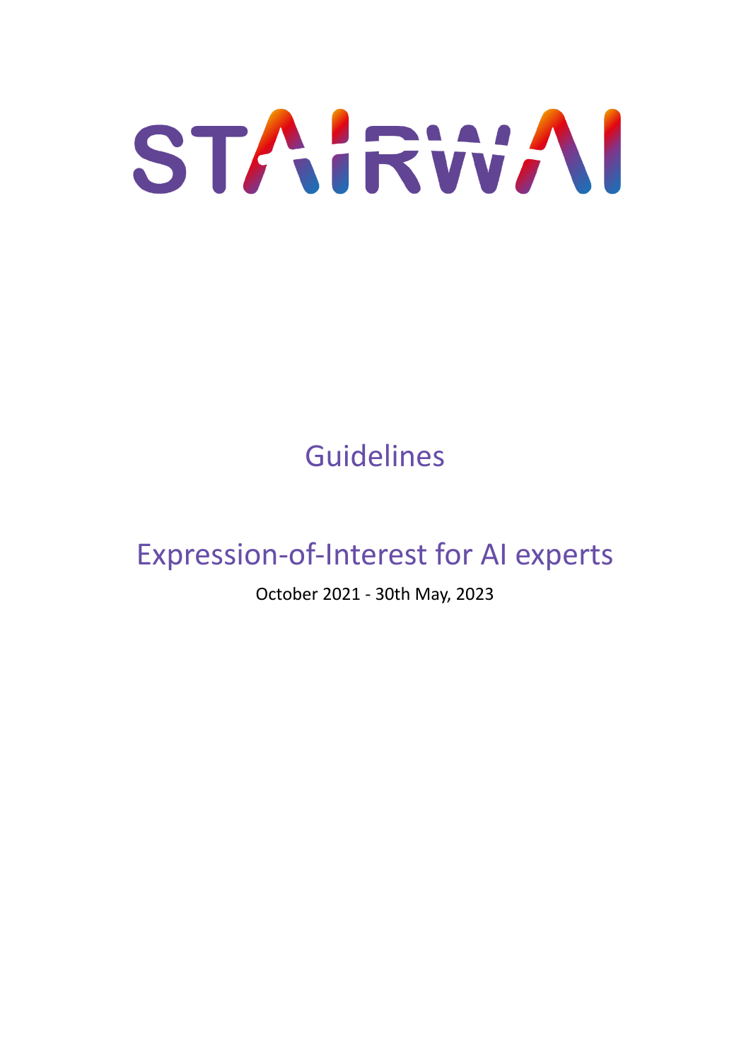# STAIRWAI

## Guidelines

# Expression-of-Interest for AI experts

October 2021 - 30th May, 2023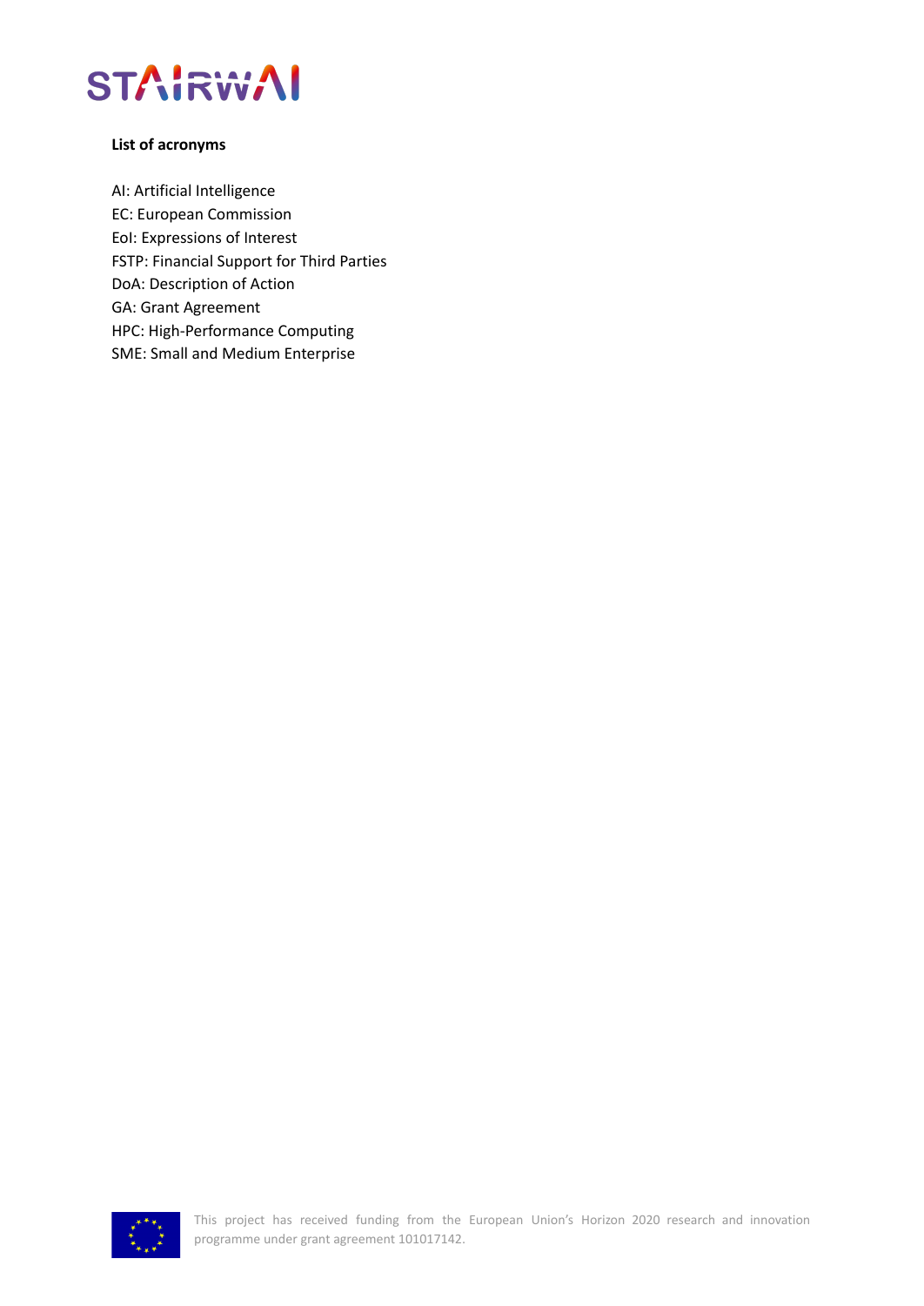**List of acronyms**

AI: Artificial Intelligence
EC: European Commission
EoI: Expressions of Interest
FSTP: Financial Support for Third Parties
DoA: Description of Action
GA: Grant Agreement
HPC: High-Performance Computing
SME: Small and Medium Enterprise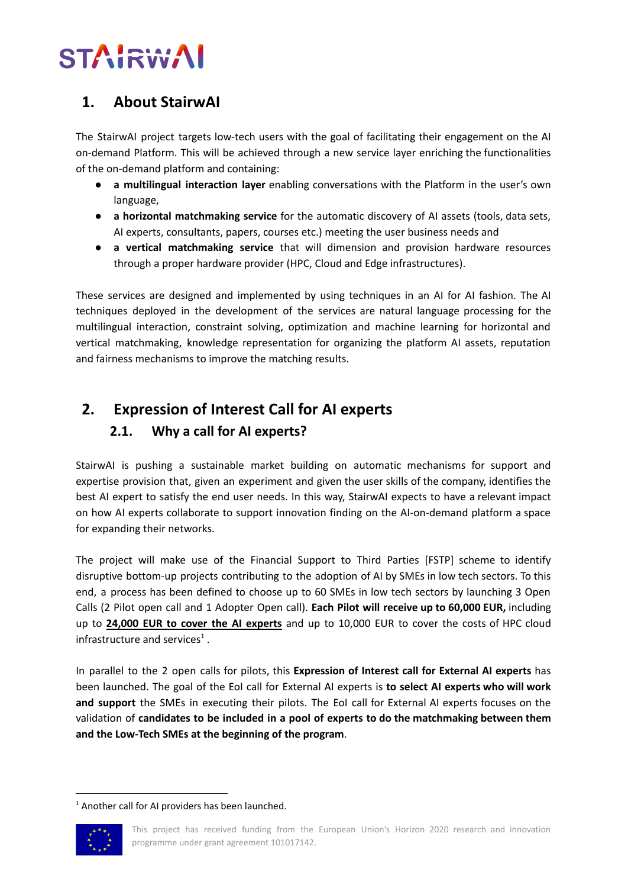## 1. About StairwAI

The StairwAI project targets low-tech users with the goal of facilitating their engagement on the AI on-demand Platform. This will be achieved through a new service layer enriching the functionalities of the on-demand platform and containing:

- **a multilingual interaction layer** enabling conversations with the Platform in the user's own language,
- **a horizontal matchmaking service** for the automatic discovery of AI assets (tools, data sets, AI experts, consultants, papers, courses etc.) meeting the user business needs and
- **a vertical matchmaking service** that will dimension and provision hardware resources through a proper hardware provider (HPC, Cloud and Edge infrastructures).

These services are designed and implemented by using techniques in an AI for AI fashion. The AI techniques deployed in the development of the services are natural language processing for the multilingual interaction, constraint solving, optimization and machine learning for horizontal and vertical matchmaking, knowledge representation for organizing the platform AI assets, reputation and fairness mechanisms to improve the matching results.

## 2. Expression of Interest Call for AI experts

### 2.1. Why a call for AI experts?

StairwAI is pushing a sustainable market building on automatic mechanisms for support and expertise provision that, given an experiment and given the user skills of the company, identifies the best AI expert to satisfy the end user needs. In this way, StairwAI expects to have a relevant impact on how AI experts collaborate to support innovation finding on the AI-on-demand platform a space for expanding their networks.

The project will make use of the Financial Support to Third Parties [FSTP] scheme to identify disruptive bottom-up projects contributing to the adoption of AI by SMEs in low tech sectors. To this end, a process has been defined to choose up to 60 SMEs in low tech sectors by launching 3 Open Calls (2 Pilot open call and 1 Adopter Open call). **Each Pilot will receive up to 60,000 EUR,** including up to **24,000 EUR to cover the AI experts** and up to 10,000 EUR to cover the costs of HPC cloud infrastructure and services[1].

In parallel to the 2 open calls for pilots, this **Expression of Interest call for External AI experts** has been launched. The goal of the EoI call for External AI experts is **to select AI experts who will work and support** the SMEs in executing their pilots. The EoI call for External AI experts focuses on the validation of **candidates to be included in a pool of experts to do the matchmaking between them and the Low-Tech SMEs at the beginning of the program**.

[1] Another call for AI providers has been launched.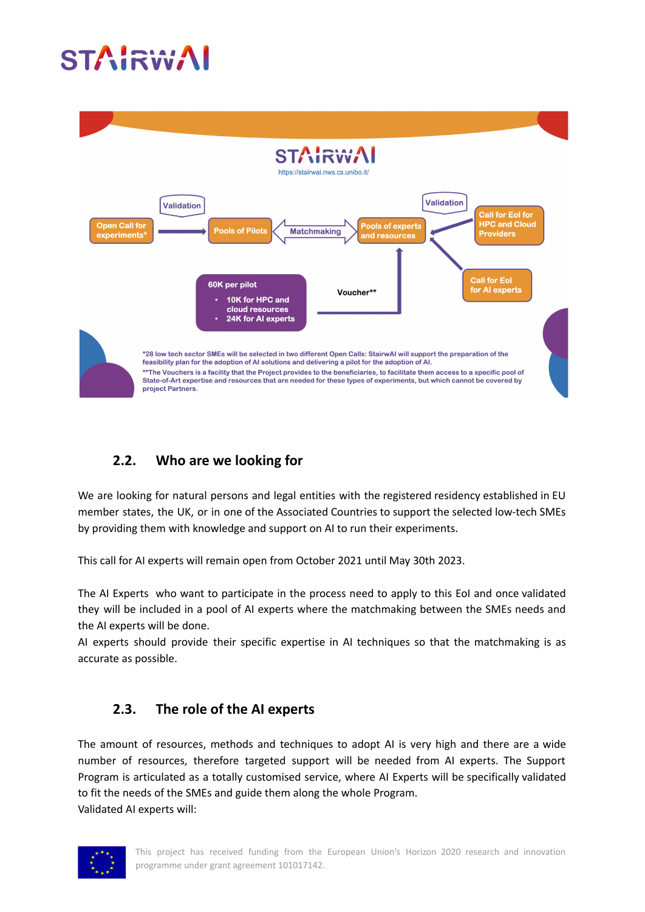STAIRWAI

STAIRWAI

https://stairwai.nws.cs.unibo.it/

Open Call for experiments* → Validation → Pools of Pilots ⇔ Matchmaking ⇔ Pools of experts and resources ← Validation ← Call for EoI for HPC and Cloud Providers

Call for EoI for AI experts → Pools of experts and resources

60K per pilot
- 10K for HPC and cloud resources
- 24K for AI experts

Voucher**

*28 low tech sector SMEs will be selected in two different Open Calls: StairwAI will support the preparation of the feasibility plan for the adoption of AI solutions and delivering a pilot for the adoption of AI.

**The Vouchers is a facility that the Project provides to the beneficiaries, to facilitate them access to a specific pool of State-of-Art expertise and resources that are needed for these types of experiments, but which cannot be covered by project Partners.

## 2.2. Who are we looking for

We are looking for natural persons and legal entities with the registered residency established in EU member states, the UK, or in one of the Associated Countries to support the selected low-tech SMEs by providing them with knowledge and support on AI to run their experiments.

This call for AI experts will remain open from October 2021 until May 30th 2023.

The AI Experts who want to participate in the process need to apply to this EoI and once validated they will be included in a pool of AI experts where the matchmaking between the SMEs needs and the AI experts will be done.

AI experts should provide their specific expertise in AI techniques so that the matchmaking is as accurate as possible.

## 2.3. The role of the AI experts

The amount of resources, methods and techniques to adopt AI is very high and there are a wide number of resources, therefore targeted support will be needed from AI experts. The Support Program is articulated as a totally customised service, where AI Experts will be specifically validated to fit the needs of the SMEs and guide them along the whole Program.

Validated AI experts will: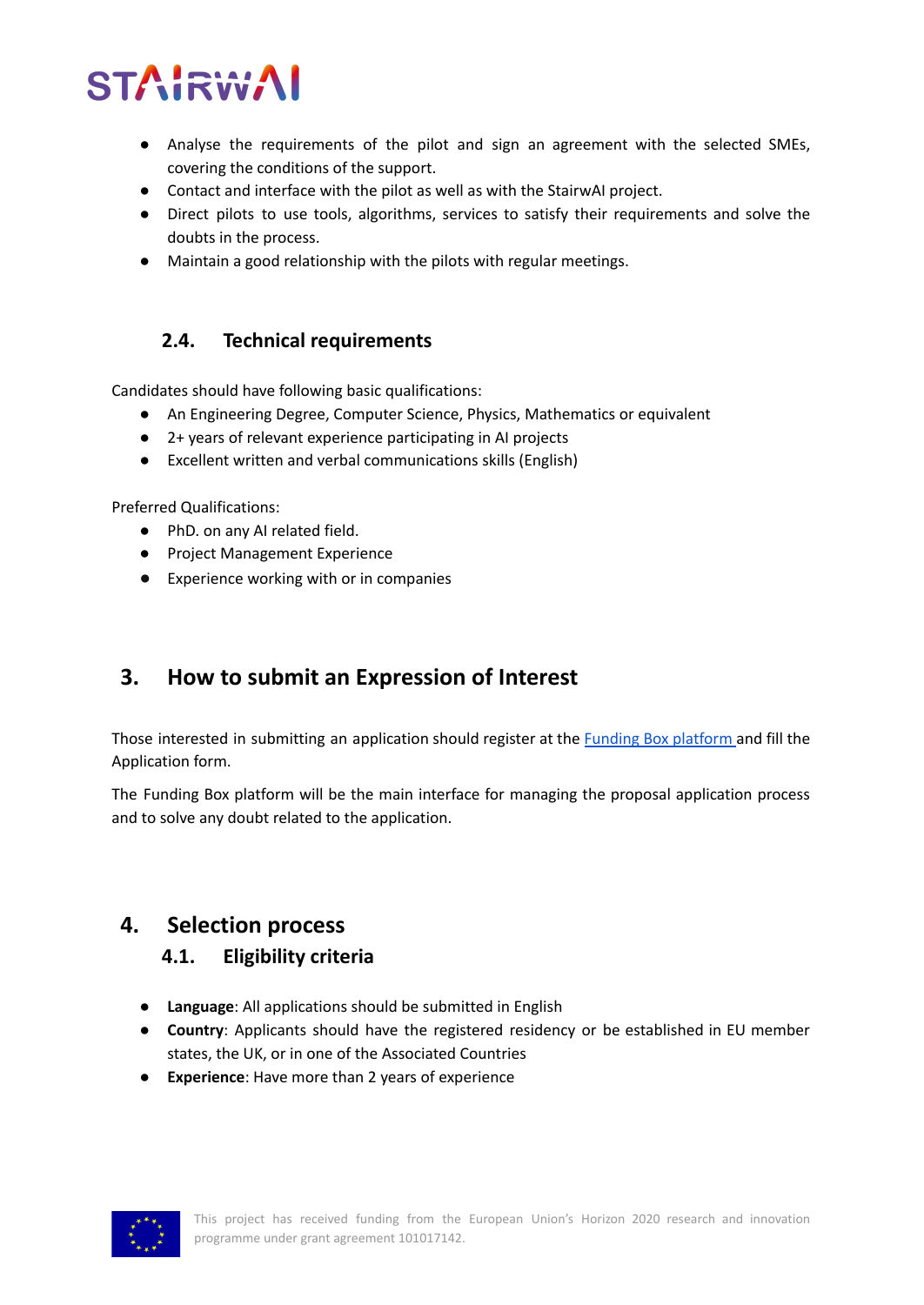- Analyse the requirements of the pilot and sign an agreement with the selected SMEs, covering the conditions of the support.
- Contact and interface with the pilot as well as with the StairwAI project.
- Direct pilots to use tools, algorithms, services to satisfy their requirements and solve the doubts in the process.
- Maintain a good relationship with the pilots with regular meetings.

### 2.4. Technical requirements

Candidates should have following basic qualifications:

- An Engineering Degree, Computer Science, Physics, Mathematics or equivalent
- 2+ years of relevant experience participating in AI projects
- Excellent written and verbal communications skills (English)

Preferred Qualifications:

- PhD. on any AI related field.
- Project Management Experience
- Experience working with or in companies

## 3. How to submit an Expression of Interest

Those interested in submitting an application should register at the Funding Box platform and fill the Application form.

The Funding Box platform will be the main interface for managing the proposal application process and to solve any doubt related to the application.

## 4. Selection process

### 4.1. Eligibility criteria

- **Language**: All applications should be submitted in English
- **Country**: Applicants should have the registered residency or be established in EU member states, the UK, or in one of the Associated Countries
- **Experience**: Have more than 2 years of experience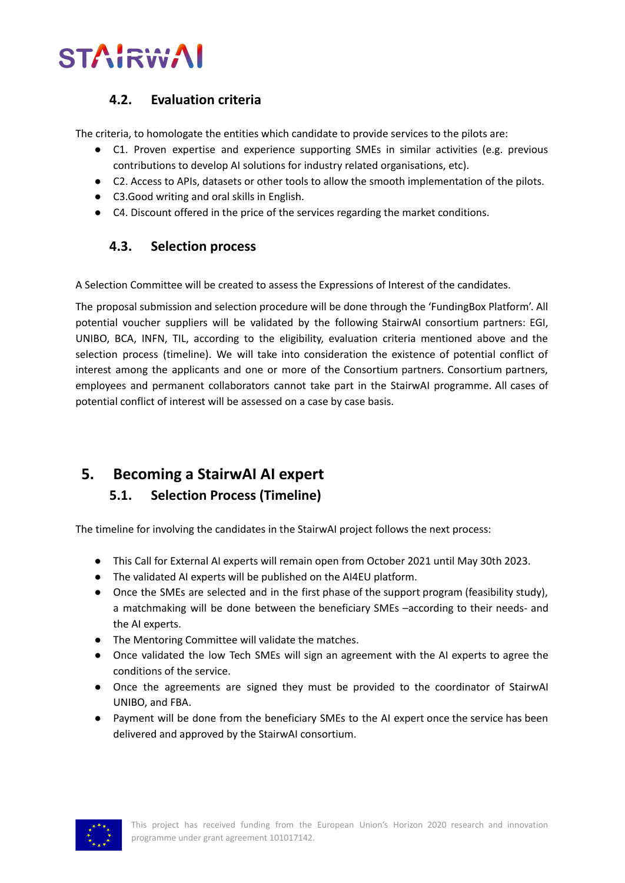### 4.2. Evaluation criteria

The criteria, to homologate the entities which candidate to provide services to the pilots are:

- C1. Proven expertise and experience supporting SMEs in similar activities (e.g. previous contributions to develop AI solutions for industry related organisations, etc).
- C2. Access to APIs, datasets or other tools to allow the smooth implementation of the pilots.
- C3.Good writing and oral skills in English.
- C4. Discount offered in the price of the services regarding the market conditions.

### 4.3. Selection process

A Selection Committee will be created to assess the Expressions of Interest of the candidates.

The proposal submission and selection procedure will be done through the 'FundingBox Platform'. All potential voucher suppliers will be validated by the following StairwAI consortium partners: EGI, UNIBO, BCA, INFN, TIL, according to the eligibility, evaluation criteria mentioned above and the selection process (timeline). We will take into consideration the existence of potential conflict of interest among the applicants and one or more of the Consortium partners. Consortium partners, employees and permanent collaborators cannot take part in the StairwAI programme. All cases of potential conflict of interest will be assessed on a case by case basis.

## 5. Becoming a StairwAI AI expert

### 5.1. Selection Process (Timeline)

The timeline for involving the candidates in the StairwAI project follows the next process:

- This Call for External AI experts will remain open from October 2021 until May 30th 2023.
- The validated AI experts will be published on the AI4EU platform.
- Once the SMEs are selected and in the first phase of the support program (feasibility study), a matchmaking will be done between the beneficiary SMEs –according to their needs- and the AI experts.
- The Mentoring Committee will validate the matches.
- Once validated the low Tech SMEs will sign an agreement with the AI experts to agree the conditions of the service.
- Once the agreements are signed they must be provided to the coordinator of StairwAI UNIBO, and FBA.
- Payment will be done from the beneficiary SMEs to the AI expert once the service has been delivered and approved by the StairwAI consortium.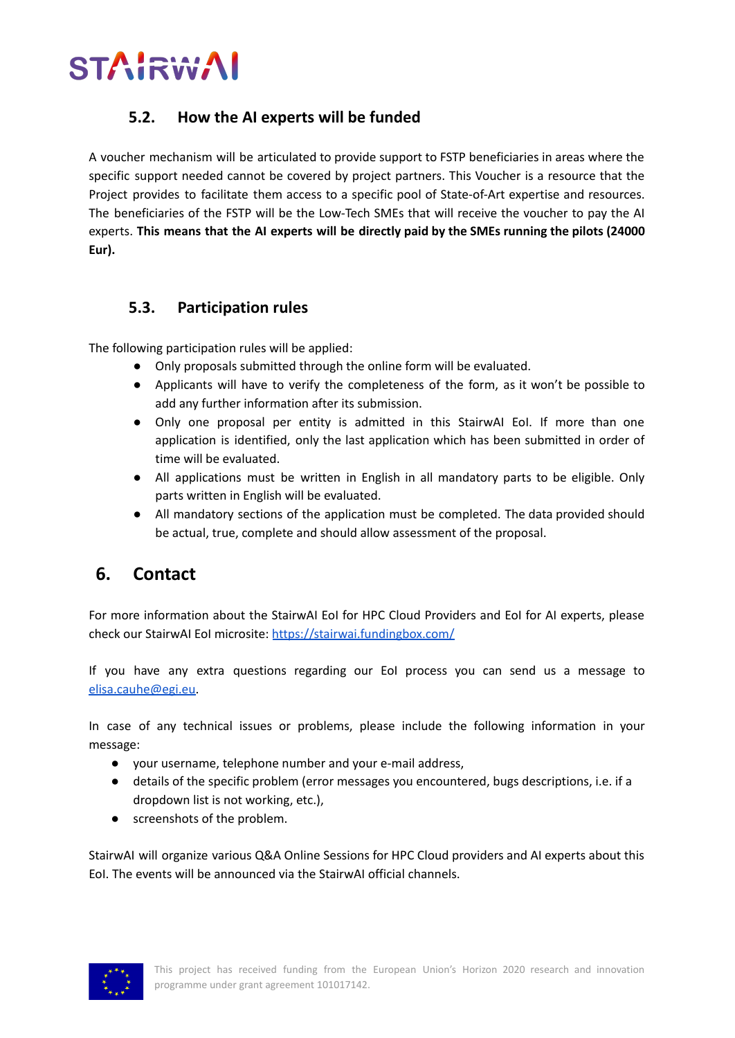### 5.2. How the AI experts will be funded

A voucher mechanism will be articulated to provide support to FSTP beneficiaries in areas where the specific support needed cannot be covered by project partners. This Voucher is a resource that the Project provides to facilitate them access to a specific pool of State-of-Art expertise and resources. The beneficiaries of the FSTP will be the Low-Tech SMEs that will receive the voucher to pay the AI experts. **This means that the AI experts will be directly paid by the SMEs running the pilots (24000 Eur).**

### 5.3. Participation rules

The following participation rules will be applied:

- Only proposals submitted through the online form will be evaluated.
- Applicants will have to verify the completeness of the form, as it won't be possible to add any further information after its submission.
- Only one proposal per entity is admitted in this StairwAI EoI. If more than one application is identified, only the last application which has been submitted in order of time will be evaluated.
- All applications must be written in English in all mandatory parts to be eligible. Only parts written in English will be evaluated.
- All mandatory sections of the application must be completed. The data provided should be actual, true, complete and should allow assessment of the proposal.

## 6. Contact

For more information about the StairwAI EoI for HPC Cloud Providers and EoI for AI experts, please check our StairwAI EoI microsite: https://stairwai.fundingbox.com/

If you have any extra questions regarding our EoI process you can send us a message to elisa.cauhe@egi.eu.

In case of any technical issues or problems, please include the following information in your message:

- your username, telephone number and your e-mail address,
- details of the specific problem (error messages you encountered, bugs descriptions, i.e. if a dropdown list is not working, etc.),
- screenshots of the problem.

StairwAI will organize various Q&A Online Sessions for HPC Cloud providers and AI experts about this EoI. The events will be announced via the StairwAI official channels.